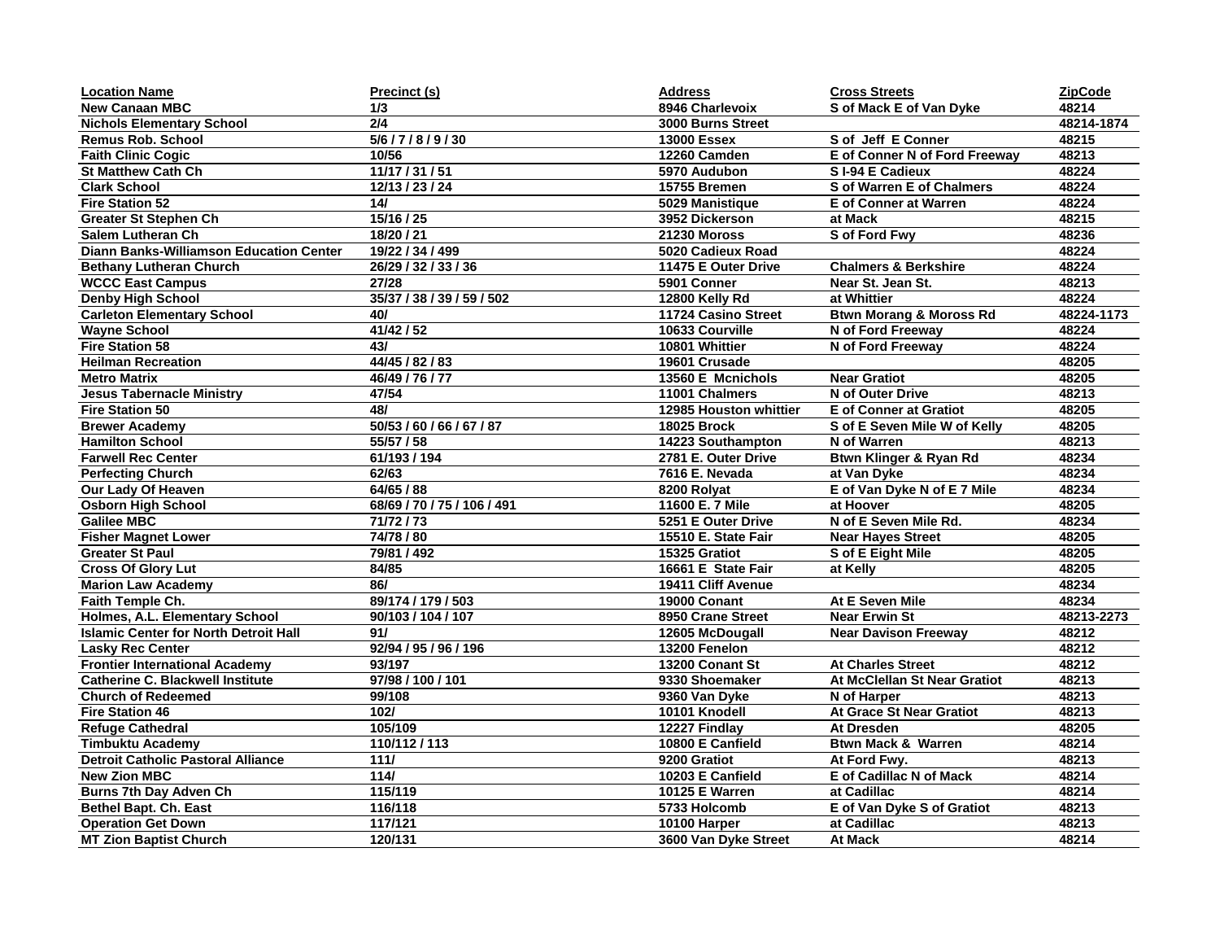| Location Name | Precinct (s) | Address | Cross Streets | ZipCode |
|---|---|---|---|---|
| New Canaan MBC | 1/3 | 8946 Charlevoix | S of Mack E of Van Dyke | 48214 |
| Nichols Elementary School | 2/4 | 3000 Burns Street | | 48214-1874 |
| Remus Rob. School | 5/6 / 7 / 8 / 9 / 30 | 13000 Essex | S of Jeff E Conner | 48215 |
| Faith Clinic Cogic | 10/56 | 12260 Camden | E of Conner N of Ford Freeway | 48213 |
| St Matthew Cath Ch | 11/17 / 31 / 51 | 5970 Audubon | S I-94 E Cadieux | 48224 |
| Clark School | 12/13 / 23 / 24 | 15755 Bremen | S of Warren E of Chalmers | 48224 |
| Fire Station 52 | 14/ | 5029 Manistique | E of Conner at Warren | 48224 |
| Greater St Stephen Ch | 15/16 / 25 | 3952 Dickerson | at Mack | 48215 |
| Salem Lutheran Ch | 18/20 / 21 | 21230 Moross | S of Ford Fwy | 48236 |
| Diann Banks-Williamson Education Center | 19/22 / 34 / 499 | 5020 Cadieux Road | | 48224 |
| Bethany Lutheran Church | 26/29 / 32 / 33 / 36 | 11475 E Outer Drive | Chalmers & Berkshire | 48224 |
| WCCC East Campus | 27/28 | 5901 Conner | Near St. Jean St. | 48213 |
| Denby High School | 35/37 / 38 / 39 / 59 / 502 | 12800 Kelly Rd | at Whittier | 48224 |
| Carleton Elementary School | 40/ | 11724 Casino Street | Btwn Morang & Moross Rd | 48224-1173 |
| Wayne School | 41/42 / 52 | 10633 Courville | N of Ford Freeway | 48224 |
| Fire Station 58 | 43/ | 10801 Whittier | N of Ford Freeway | 48224 |
| Heilman Recreation | 44/45 / 82 / 83 | 19601 Crusade | | 48205 |
| Metro Matrix | 46/49 / 76 / 77 | 13560 E Mcnichols | Near Gratiot | 48205 |
| Jesus Tabernacle Ministry | 47/54 | 11001 Chalmers | N of Outer Drive | 48213 |
| Fire Station 50 | 48/ | 12985 Houston whittier | E of Conner at Gratiot | 48205 |
| Brewer Academy | 50/53 / 60 / 66 / 67 / 87 | 18025 Brock | S of E Seven Mile W of Kelly | 48205 |
| Hamilton School | 55/57 / 58 | 14223 Southampton | N of Warren | 48213 |
| Farwell Rec Center | 61/193 / 194 | 2781 E. Outer Drive | Btwn Klinger & Ryan Rd | 48234 |
| Perfecting Church | 62/63 | 7616 E. Nevada | at Van Dyke | 48234 |
| Our Lady Of Heaven | 64/65 / 88 | 8200 Rolyat | E of Van Dyke N of E 7 Mile | 48234 |
| Osborn High School | 68/69 / 70 / 75 / 106 / 491 | 11600 E. 7 Mile | at Hoover | 48205 |
| Galilee MBC | 71/72 / 73 | 5251 E Outer Drive | N of E Seven Mile Rd. | 48234 |
| Fisher Magnet Lower | 74/78 / 80 | 15510 E. State Fair | Near Hayes Street | 48205 |
| Greater St Paul | 79/81 / 492 | 15325 Gratiot | S of E Eight Mile | 48205 |
| Cross Of Glory Lut | 84/85 | 16661 E State Fair | at Kelly | 48205 |
| Marion Law Academy | 86/ | 19411 Cliff Avenue | | 48234 |
| Faith Temple Ch. | 89/174 / 179 / 503 | 19000 Conant | At E Seven Mile | 48234 |
| Holmes, A.L. Elementary School | 90/103 / 104 / 107 | 8950 Crane Street | Near Erwin St | 48213-2273 |
| Islamic Center for North Detroit Hall | 91/ | 12605 McDougall | Near Davison Freeway | 48212 |
| Lasky Rec Center | 92/94 / 95 / 96 / 196 | 13200 Fenelon | | 48212 |
| Frontier International Academy | 93/197 | 13200 Conant St | At Charles Street | 48212 |
| Catherine C. Blackwell Institute | 97/98 / 100 / 101 | 9330 Shoemaker | At McClellan St Near Gratiot | 48213 |
| Church of Redeemed | 99/108 | 9360 Van Dyke | N of Harper | 48213 |
| Fire Station 46 | 102/ | 10101 Knodell | At Grace St Near Gratiot | 48213 |
| Refuge Cathedral | 105/109 | 12227 Findlay | At Dresden | 48205 |
| Timbuktu Academy | 110/112 / 113 | 10800 E Canfield | Btwn Mack & Warren | 48214 |
| Detroit Catholic Pastoral Alliance | 111/ | 9200 Gratiot | At Ford Fwy. | 48213 |
| New Zion MBC | 114/ | 10203 E Canfield | E of Cadillac N of Mack | 48214 |
| Burns 7th Day Adven Ch | 115/119 | 10125 E Warren | at Cadillac | 48214 |
| Bethel Bapt. Ch. East | 116/118 | 5733 Holcomb | E of Van Dyke S of Gratiot | 48213 |
| Operation Get Down | 117/121 | 10100 Harper | at Cadillac | 48213 |
| MT Zion Baptist Church | 120/131 | 3600 Van Dyke Street | At Mack | 48214 |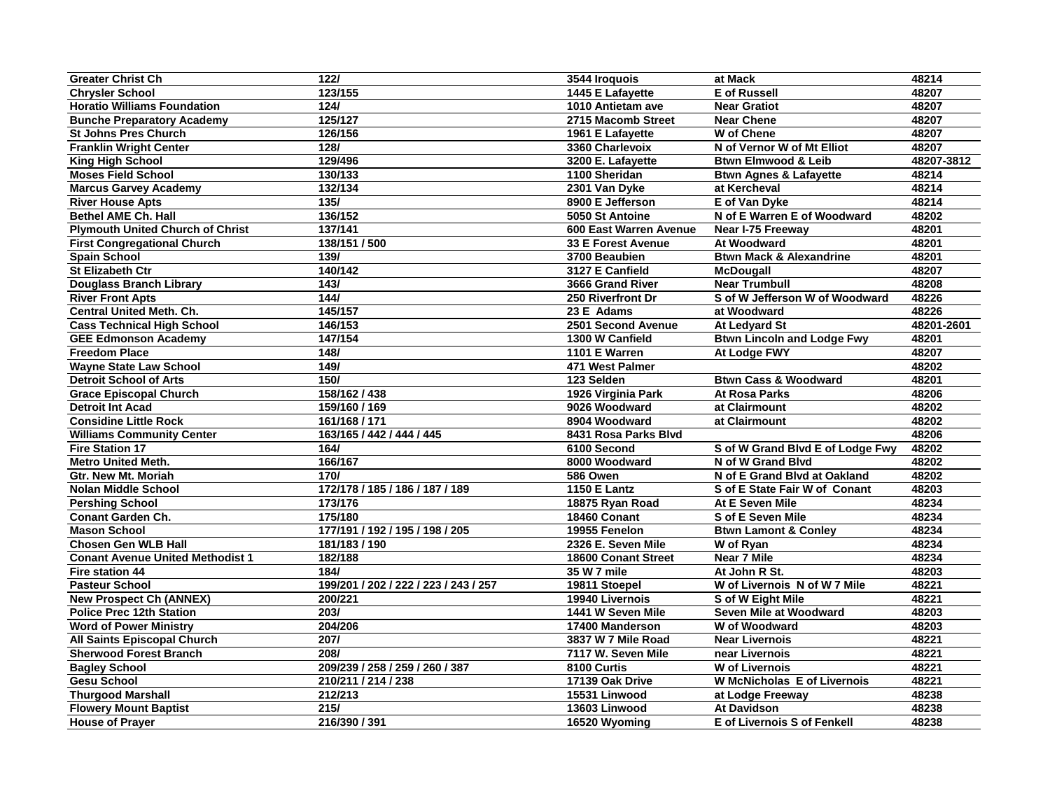| | | | | |
|---|---|---|---|---|
| Greater Christ Ch | 122/ | 3544 Iroquois | at Mack | 48214 |
| Chrysler School | 123/155 | 1445 E Lafayette | E of Russell | 48207 |
| Horatio Williams Foundation | 124/ | 1010 Antietam ave | Near Gratiot | 48207 |
| Bunche Preparatory Academy | 125/127 | 2715 Macomb Street | Near Chene | 48207 |
| St Johns Pres Church | 126/156 | 1961 E Lafayette | W of Chene | 48207 |
| Franklin Wright Center | 128/ | 3360 Charlevoix | N of Vernor W of Mt Elliot | 48207 |
| King High School | 129/496 | 3200 E. Lafayette | Btwn Elmwood & Leib | 48207-3812 |
| Moses Field School | 130/133 | 1100 Sheridan | Btwn Agnes & Lafayette | 48214 |
| Marcus Garvey Academy | 132/134 | 2301 Van Dyke | at Kercheval | 48214 |
| River House Apts | 135/ | 8900 E Jefferson | E of Van Dyke | 48214 |
| Bethel AME Ch. Hall | 136/152 | 5050 St Antoine | N of E Warren E of Woodward | 48202 |
| Plymouth United Church of Christ | 137/141 | 600 East Warren Avenue | Near I-75 Freeway | 48201 |
| First Congregational Church | 138/151 / 500 | 33 E Forest Avenue | At Woodward | 48201 |
| Spain School | 139/ | 3700 Beaubien | Btwn Mack & Alexandrine | 48201 |
| St Elizabeth Ctr | 140/142 | 3127 E Canfield | McDougall | 48207 |
| Douglass Branch Library | 143/ | 3666 Grand River | Near Trumbull | 48208 |
| River Front Apts | 144/ | 250 Riverfront Dr | S of W Jefferson W of Woodward | 48226 |
| Central United Meth. Ch. | 145/157 | 23 E Adams | at Woodward | 48226 |
| Cass Technical High School | 146/153 | 2501 Second Avenue | At Ledyard St | 48201-2601 |
| GEE Edmonson Academy | 147/154 | 1300 W Canfield | Btwn Lincoln and Lodge Fwy | 48201 |
| Freedom Place | 148/ | 1101 E Warren | At Lodge FWY | 48207 |
| Wayne State Law School | 149/ | 471 West Palmer | | 48202 |
| Detroit School of Arts | 150/ | 123 Selden | Btwn Cass & Woodward | 48201 |
| Grace Episcopal Church | 158/162 / 438 | 1926 Virginia Park | At Rosa Parks | 48206 |
| Detroit Int Acad | 159/160 / 169 | 9026 Woodward | at Clairmount | 48202 |
| Considine Little Rock | 161/168 / 171 | 8904 Woodward | at Clairmount | 48202 |
| Williams Community Center | 163/165 / 442 / 444 / 445 | 8431 Rosa Parks Blvd | | 48206 |
| Fire Station 17 | 164/ | 6100 Second | S of W Grand Blvd E of Lodge Fwy | 48202 |
| Metro United Meth. | 166/167 | 8000 Woodward | N of W Grand Blvd | 48202 |
| Gtr. New Mt. Moriah | 170/ | 586 Owen | N of E Grand Blvd at Oakland | 48202 |
| Nolan Middle School | 172/178 / 185 / 186 / 187 / 189 | 1150 E Lantz | S of E State Fair W of Conant | 48203 |
| Pershing School | 173/176 | 18875 Ryan Road | At E Seven Mile | 48234 |
| Conant Garden Ch. | 175/180 | 18460 Conant | S of E Seven Mile | 48234 |
| Mason School | 177/191 / 192 / 195 / 198 / 205 | 19955 Fenelon | Btwn Lamont & Conley | 48234 |
| Chosen Gen WLB Hall | 181/183 / 190 | 2326 E. Seven Mile | W of Ryan | 48234 |
| Conant Avenue United Methodist 1 | 182/188 | 18600 Conant Street | Near 7 Mile | 48234 |
| Fire station 44 | 184/ | 35 W 7 mile | At John R St. | 48203 |
| Pasteur School | 199/201 / 202 / 222 / 223 / 243 / 257 | 19811 Stoepel | W of Livernois N of W 7 Mile | 48221 |
| New Prospect Ch (ANNEX) | 200/221 | 19940 Livernois | S of W Eight Mile | 48221 |
| Police Prec 12th Station | 203/ | 1441 W Seven Mile | Seven Mile at Woodward | 48203 |
| Word of Power Ministry | 204/206 | 17400 Manderson | W of Woodward | 48203 |
| All Saints Episcopal Church | 207/ | 3837 W 7 Mile Road | Near Livernois | 48221 |
| Sherwood Forest Branch | 208/ | 7117 W. Seven Mile | near Livernois | 48221 |
| Bagley School | 209/239 / 258 / 259 / 260 / 387 | 8100 Curtis | W of Livernois | 48221 |
| Gesu School | 210/211 / 214 / 238 | 17139 Oak Drive | W McNicholas E of Livernois | 48221 |
| Thurgood Marshall | 212/213 | 15531 Linwood | at Lodge Freeway | 48238 |
| Flowery Mount Baptist | 215/ | 13603 Linwood | At Davidson | 48238 |
| House of Prayer | 216/390 / 391 | 16520 Wyoming | E of Livernois S of Fenkell | 48238 |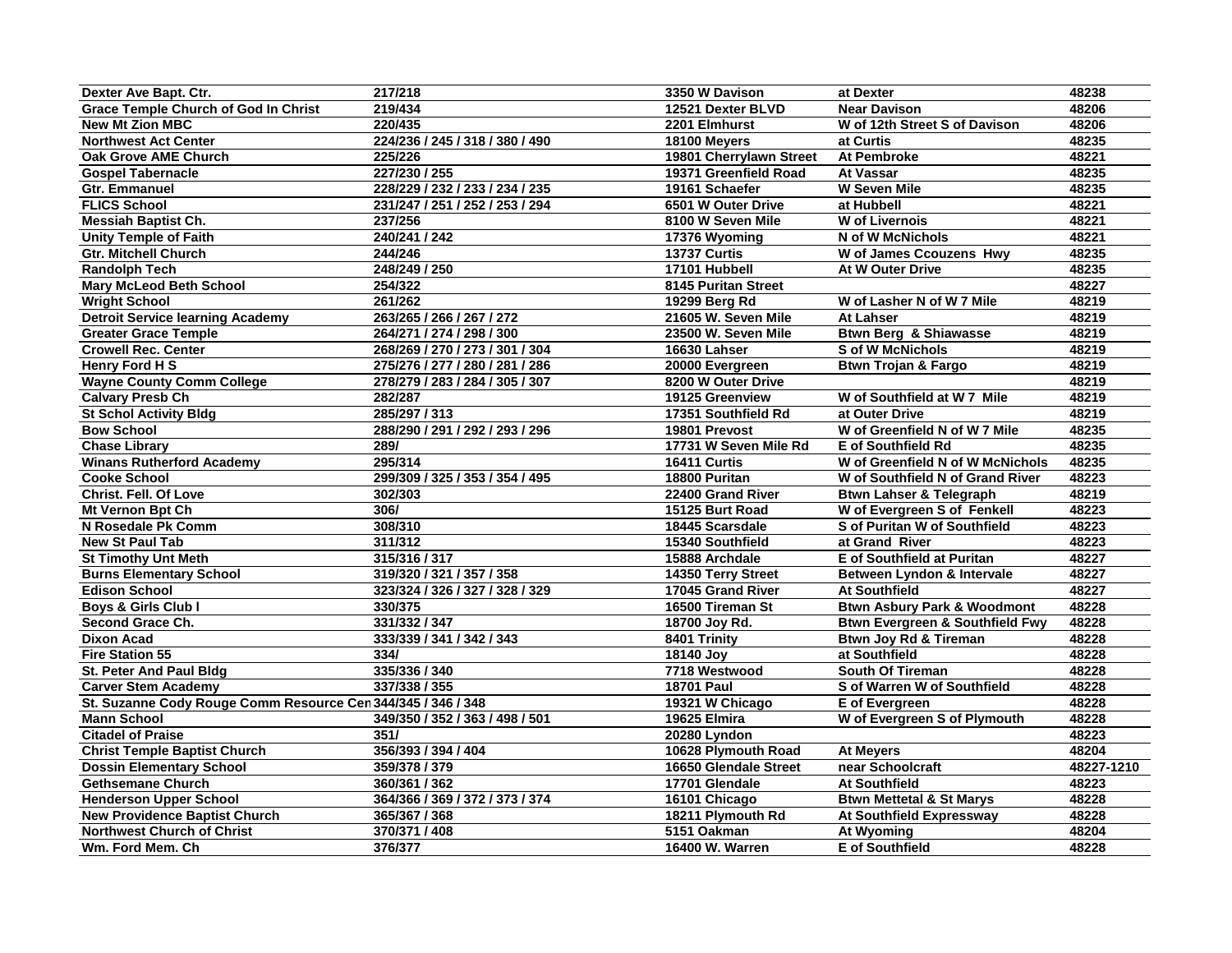| Dexter Ave Bapt. Ctr. | 217/218 | 3350 W Davison | at Dexter | 48238 |
|---|---|---|---|---|
| Grace Temple Church of God In Christ | 219/434 | 12521 Dexter BLVD | Near Davison | 48206 |
| New Mt Zion MBC | 220/435 | 2201 Elmhurst | W of 12th Street S of Davison | 48206 |
| Northwest Act Center | 224/236 / 245 / 318 / 380 / 490 | 18100 Meyers | at Curtis | 48235 |
| Oak Grove AME Church | 225/226 | 19801 Cherrylawn Street | At Pembroke | 48221 |
| Gospel Tabernacle | 227/230 / 255 | 19371 Greenfield Road | At Vassar | 48235 |
| Gtr. Emmanuel | 228/229 / 232 / 233 / 234 / 235 | 19161 Schaefer | W Seven Mile | 48235 |
| FLICS School | 231/247 / 251 / 252 / 253 / 294 | 6501 W Outer Drive | at Hubbell | 48221 |
| Messiah Baptist Ch. | 237/256 | 8100 W Seven Mile | W of Livernois | 48221 |
| Unity Temple of Faith | 240/241 / 242 | 17376 Wyoming | N of W McNichols | 48221 |
| Gtr. Mitchell Church | 244/246 | 13737 Curtis | W of James Ccouzens Hwy | 48235 |
| Randolph Tech | 248/249 / 250 | 17101 Hubbell | At W Outer Drive | 48235 |
| Mary McLeod Beth School | 254/322 | 8145 Puritan Street | | 48227 |
| Wright School | 261/262 | 19299 Berg Rd | W of Lasher N of W 7 Mile | 48219 |
| Detroit Service learning Academy | 263/265 / 266 / 267 / 272 | 21605 W. Seven Mile | At Lahser | 48219 |
| Greater Grace Temple | 264/271 / 274 / 298 / 300 | 23500 W. Seven Mile | Btwn Berg & Shiawasse | 48219 |
| Crowell Rec. Center | 268/269 / 270 / 273 / 301 / 304 | 16630 Lahser | S of W McNichols | 48219 |
| Henry Ford H S | 275/276 / 277 / 280 / 281 / 286 | 20000 Evergreen | Btwn Trojan & Fargo | 48219 |
| Wayne County Comm College | 278/279 / 283 / 284 / 305 / 307 | 8200 W Outer Drive | | 48219 |
| Calvary Presb Ch | 282/287 | 19125 Greenview | W of Southfield at W 7 Mile | 48219 |
| St Schol Activity Bldg | 285/297 / 313 | 17351 Southfield Rd | at Outer Drive | 48219 |
| Bow School | 288/290 / 291 / 292 / 293 / 296 | 19801 Prevost | W of Greenfield N of W 7 Mile | 48235 |
| Chase Library | 289/ | 17731 W Seven Mile Rd | E of Southfield Rd | 48235 |
| Winans Rutherford Academy | 295/314 | 16411 Curtis | W of Greenfield N of W McNichols | 48235 |
| Cooke School | 299/309 / 325 / 353 / 354 / 495 | 18800 Puritan | W of Southfield N of Grand River | 48223 |
| Christ. Fell. Of Love | 302/303 | 22400 Grand River | Btwn Lahser & Telegraph | 48219 |
| Mt Vernon Bpt Ch | 306/ | 15125 Burt Road | W of Evergreen S of Fenkell | 48223 |
| N Rosedale Pk Comm | 308/310 | 18445 Scarsdale | S of Puritan W of Southfield | 48223 |
| New St Paul Tab | 311/312 | 15340 Southfield | at Grand River | 48223 |
| St Timothy Unt Meth | 315/316 / 317 | 15888 Archdale | E of Southfield at Puritan | 48227 |
| Burns Elementary School | 319/320 / 321 / 357 / 358 | 14350 Terry Street | Between Lyndon & Intervale | 48227 |
| Edison School | 323/324 / 326 / 327 / 328 / 329 | 17045 Grand River | At Southfield | 48227 |
| Boys & Girls Club I | 330/375 | 16500 Tireman St | Btwn Asbury Park & Woodmont | 48228 |
| Second Grace Ch. | 331/332 / 347 | 18700 Joy Rd. | Btwn Evergreen & Southfield Fwy | 48228 |
| Dixon Acad | 333/339 / 341 / 342 / 343 | 8401 Trinity | Btwn Joy Rd & Tireman | 48228 |
| Fire Station 55 | 334/ | 18140 Joy | at Southfield | 48228 |
| St. Peter And Paul Bldg | 335/336 / 340 | 7718 Westwood | South Of Tireman | 48228 |
| Carver Stem Academy | 337/338 / 355 | 18701 Paul | S of Warren W of Southfield | 48228 |
| St. Suzanne Cody Rouge Comm Resource Cen | 344/345 / 346 / 348 | 19321 W Chicago | E of Evergreen | 48228 |
| Mann School | 349/350 / 352 / 363 / 498 / 501 | 19625 Elmira | W of Evergreen S of Plymouth | 48228 |
| Citadel of Praise | 351/ | 20280 Lyndon | | 48223 |
| Christ Temple Baptist Church | 356/393 / 394 / 404 | 10628 Plymouth Road | At Meyers | 48204 |
| Dossin Elementary School | 359/378 / 379 | 16650 Glendale Street | near Schoolcraft | 48227-1210 |
| Gethsemane Church | 360/361 / 362 | 17701 Glendale | At Southfield | 48223 |
| Henderson Upper School | 364/366 / 369 / 372 / 373 / 374 | 16101 Chicago | Btwn Mettetal & St Marys | 48228 |
| New Providence Baptist Church | 365/367 / 368 | 18211 Plymouth Rd | At Southfield Expressway | 48228 |
| Northwest Church of Christ | 370/371 / 408 | 5151 Oakman | At Wyoming | 48204 |
| Wm. Ford Mem. Ch | 376/377 | 16400 W. Warren | E of Southfield | 48228 |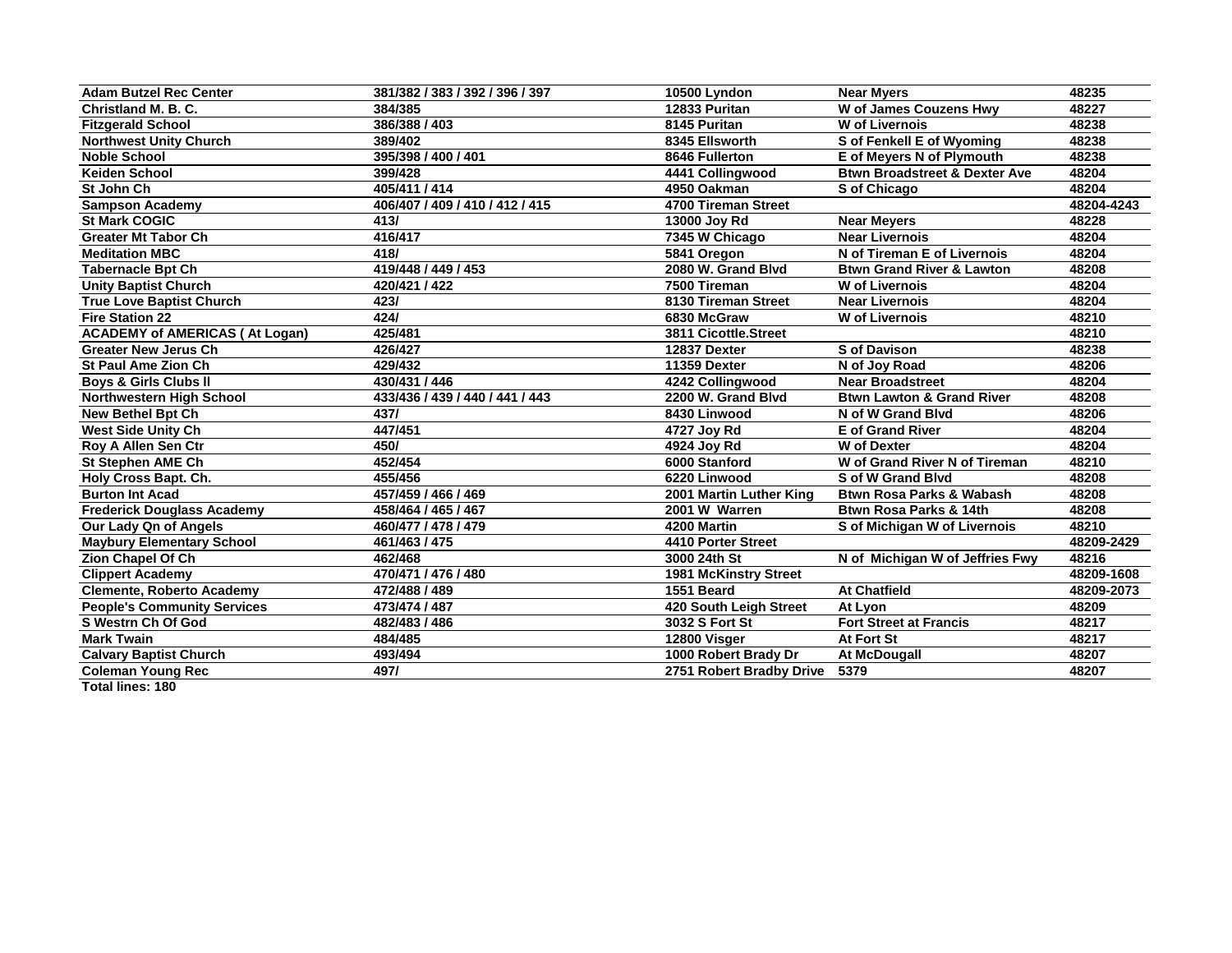| | | | | |
|---|---|---|---|---|
| Adam Butzel Rec Center | 381/382 / 383 / 392 / 396 / 397 | 10500 Lyndon | Near Myers | 48235 |
| Christland M. B. C. | 384/385 | 12833 Puritan | W of James Couzens Hwy | 48227 |
| Fitzgerald School | 386/388 / 403 | 8145 Puritan | W of Livernois | 48238 |
| Northwest Unity Church | 389/402 | 8345 Ellsworth | S of Fenkell E of Wyoming | 48238 |
| Noble School | 395/398 / 400 / 401 | 8646 Fullerton | E of Meyers N of Plymouth | 48238 |
| Keiden School | 399/428 | 4441 Collingwood | Btwn Broadstreet & Dexter Ave | 48204 |
| St John Ch | 405/411 / 414 | 4950 Oakman | S of Chicago | 48204 |
| Sampson Academy | 406/407 / 409 / 410 / 412 / 415 | 4700 Tireman Street | | 48204-4243 |
| St Mark COGIC | 413/ | 13000 Joy Rd | Near Meyers | 48228 |
| Greater Mt Tabor Ch | 416/417 | 7345 W Chicago | Near Livernois | 48204 |
| Meditation MBC | 418/ | 5841 Oregon | N of Tireman E of Livernois | 48204 |
| Tabernacle Bpt Ch | 419/448 / 449 / 453 | 2080 W. Grand Blvd | Btwn Grand River & Lawton | 48208 |
| Unity Baptist Church | 420/421 / 422 | 7500 Tireman | W of Livernois | 48204 |
| True Love Baptist Church | 423/ | 8130 Tireman Street | Near Livernois | 48204 |
| Fire Station 22 | 424/ | 6830 McGraw | W of Livernois | 48210 |
| ACADEMY of AMERICAS ( At Logan) | 425/481 | 3811 Cicottle.Street | | 48210 |
| Greater New Jerus Ch | 426/427 | 12837 Dexter | S of Davison | 48238 |
| St Paul Ame Zion Ch | 429/432 | 11359 Dexter | N of Joy Road | 48206 |
| Boys & Girls Clubs II | 430/431 / 446 | 4242 Collingwood | Near Broadstreet | 48204 |
| Northwestern High School | 433/436 / 439 / 440 / 441 / 443 | 2200 W. Grand Blvd | Btwn Lawton & Grand River | 48208 |
| New Bethel Bpt Ch | 437/ | 8430 Linwood | N of W Grand Blvd | 48206 |
| West Side Unity Ch | 447/451 | 4727 Joy Rd | E of Grand River | 48204 |
| Roy A Allen Sen Ctr | 450/ | 4924 Joy Rd | W of Dexter | 48204 |
| St Stephen AME Ch | 452/454 | 6000 Stanford | W of Grand River N of Tireman | 48210 |
| Holy Cross Bapt. Ch. | 455/456 | 6220 Linwood | S of W Grand Blvd | 48208 |
| Burton Int Acad | 457/459 / 466 / 469 | 2001 Martin Luther King | Btwn Rosa Parks & Wabash | 48208 |
| Frederick Douglass Academy | 458/464 / 465 / 467 | 2001 W Warren | Btwn Rosa Parks & 14th | 48208 |
| Our Lady Qn of Angels | 460/477 / 478 / 479 | 4200 Martin | S of Michigan W of Livernois | 48210 |
| Maybury Elementary School | 461/463 / 475 | 4410 Porter Street | | 48209-2429 |
| Zion Chapel Of Ch | 462/468 | 3000 24th St | N of Michigan W of Jeffries Fwy | 48216 |
| Clippert Academy | 470/471 / 476 / 480 | 1981 McKinstry Street | | 48209-1608 |
| Clemente, Roberto Academy | 472/488 / 489 | 1551 Beard | At Chatfield | 48209-2073 |
| People's Community Services | 473/474 / 487 | 420 South Leigh Street | At Lyon | 48209 |
| S Westrn Ch Of God | 482/483 / 486 | 3032 S Fort St | Fort Street at Francis | 48217 |
| Mark Twain | 484/485 | 12800 Visger | At Fort St | 48217 |
| Calvary Baptist Church | 493/494 | 1000 Robert Brady Dr | At McDougall | 48207 |
| Coleman Young Rec | 497/ | 2751 Robert Bradby Drive | 5379 | 48207 |

**Total lines: 180**